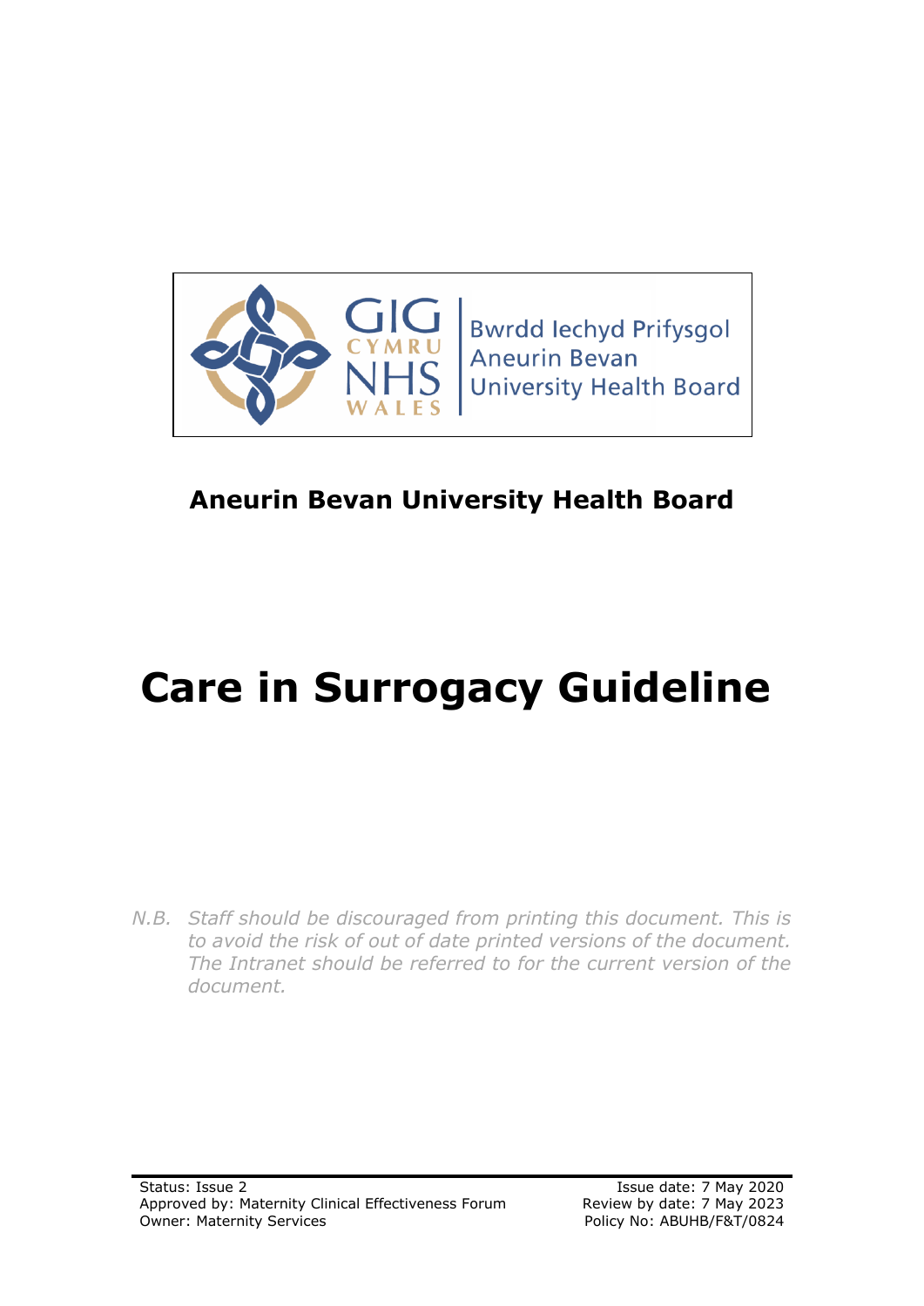Bwrdd Iechyd Prifysgol Aneurin Bevan University Health Board

GIG CYMRU NHS WALES

**Aneurin Bevan University Health Board**

# Care in Surrogacy Guideline

*N.B. Staff should be discouraged from printing this document. This is to avoid the risk of out of date printed versions of the document. The Intranet should be referred to for the current version of the document.*

| | |
|---|---|
| Status: Issue 2 | Issue date: 7 May 2020 |
| Approved by: Maternity Clinical Effectiveness Forum | Review by date: 7 May 2023 |
| Owner: Maternity Services | Policy No: ABUHB/F&T/0824 |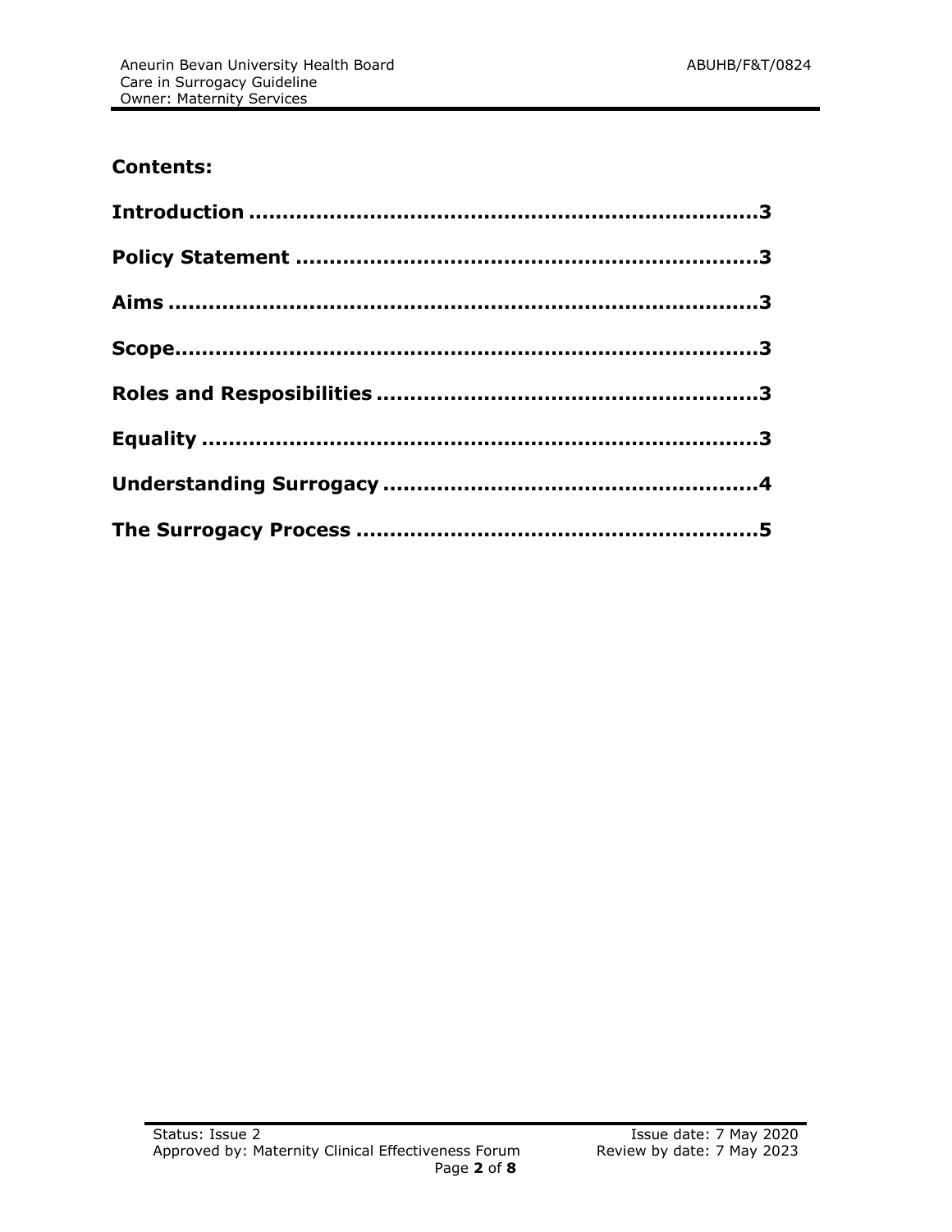## Contents:

**Introduction ............................................................................3**

**Policy Statement .....................................................................3**

**Aims .........................................................................................3**

**Scope........................................................................................3**

**Roles and Resposibilities .........................................................3**

**Equality ...................................................................................3**

**Understanding Surrogacy .......................................................4**

**The Surrogacy Process ...........................................................5**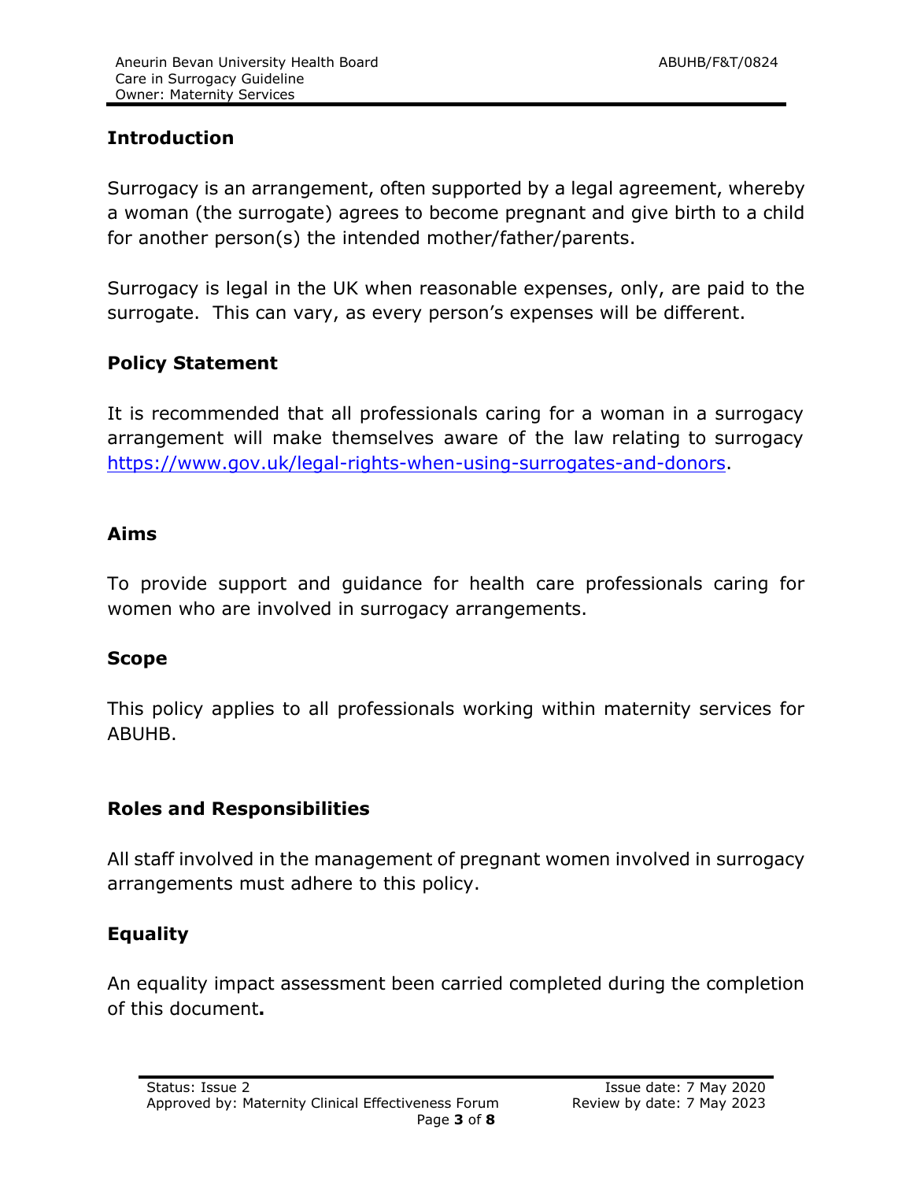## Introduction

Surrogacy is an arrangement, often supported by a legal agreement, whereby a woman (the surrogate) agrees to become pregnant and give birth to a child for another person(s) the intended mother/father/parents.

Surrogacy is legal in the UK when reasonable expenses, only, are paid to the surrogate. This can vary, as every person's expenses will be different.

## Policy Statement

It is recommended that all professionals caring for a woman in a surrogacy arrangement will make themselves aware of the law relating to surrogacy [https://www.gov.uk/legal-rights-when-using-surrogates-and-donors](https://www.gov.uk/legal-rights-when-using-surrogates-and-donors).

## Aims

To provide support and guidance for health care professionals caring for women who are involved in surrogacy arrangements.

## Scope

This policy applies to all professionals working within maternity services for ABUHB.

## Roles and Responsibilities

All staff involved in the management of pregnant women involved in surrogacy arrangements must adhere to this policy.

## Equality

An equality impact assessment been carried completed during the completion of this document**.**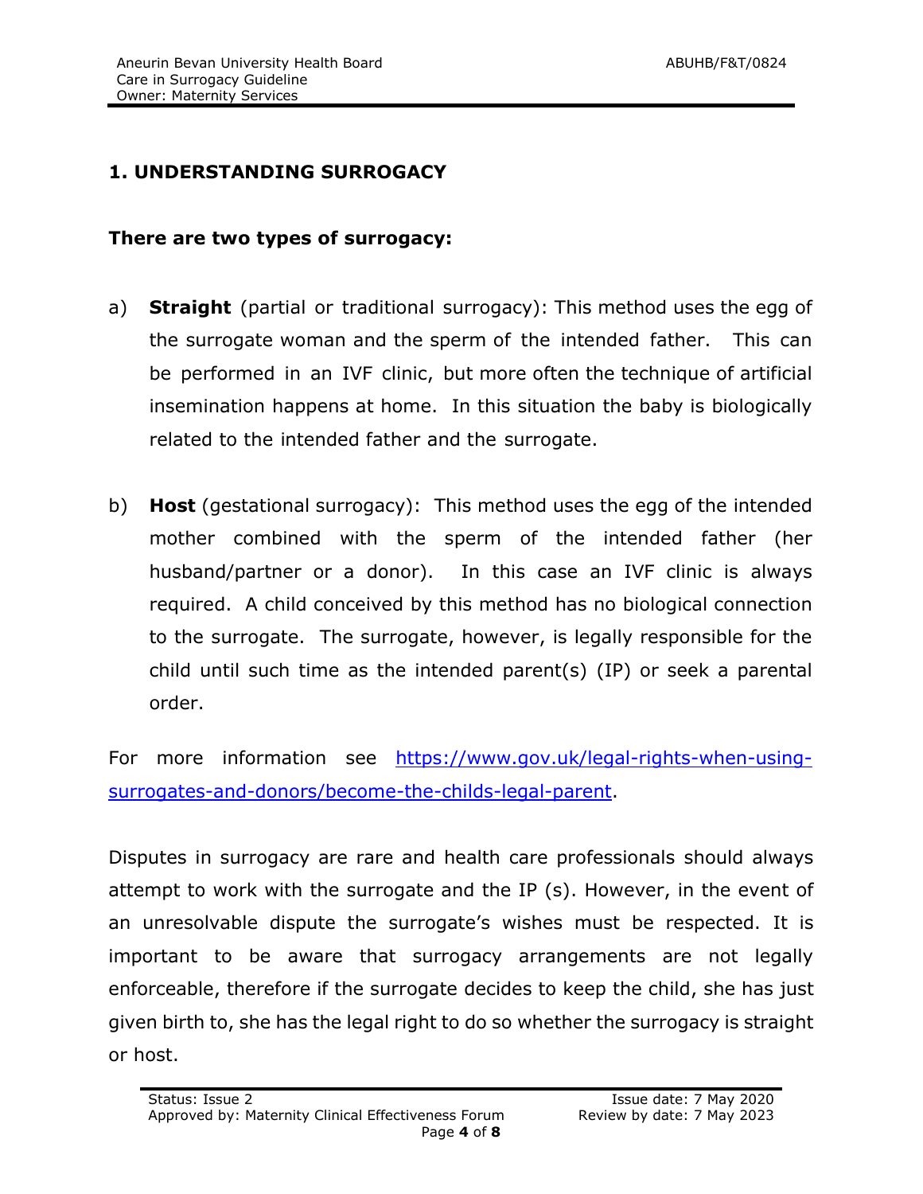## 1. UNDERSTANDING SURROGACY

**There are two types of surrogacy:**

a) **Straight** (partial or traditional surrogacy): This method uses the egg of the surrogate woman and the sperm of the intended father. This can be performed in an IVF clinic, but more often the technique of artificial insemination happens at home. In this situation the baby is biologically related to the intended father and the surrogate.

b) **Host** (gestational surrogacy): This method uses the egg of the intended mother combined with the sperm of the intended father (her husband/partner or a donor). In this case an IVF clinic is always required. A child conceived by this method has no biological connection to the surrogate. The surrogate, however, is legally responsible for the child until such time as the intended parent(s) (IP) or seek a parental order.

For more information see [https://www.gov.uk/legal-rights-when-using-surrogates-and-donors/become-the-childs-legal-parent](https://www.gov.uk/legal-rights-when-using-surrogates-and-donors/become-the-childs-legal-parent).

Disputes in surrogacy are rare and health care professionals should always attempt to work with the surrogate and the IP (s). However, in the event of an unresolvable dispute the surrogate's wishes must be respected. It is important to be aware that surrogacy arrangements are not legally enforceable, therefore if the surrogate decides to keep the child, she has just given birth to, she has the legal right to do so whether the surrogacy is straight or host.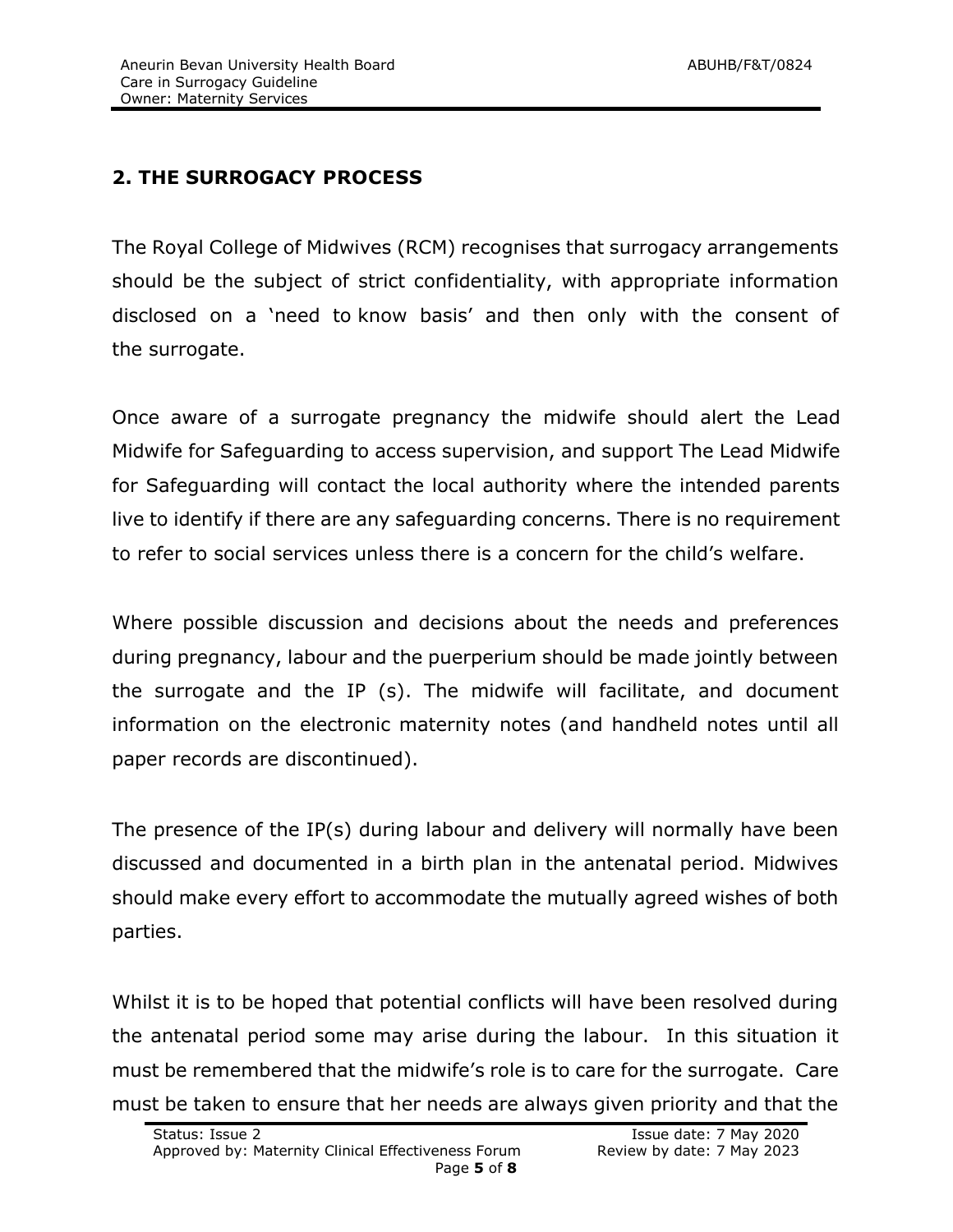## 2. THE SURROGACY PROCESS

The Royal College of Midwives (RCM) recognises that surrogacy arrangements should be the subject of strict confidentiality, with appropriate information disclosed on a 'need to know basis' and then only with the consent of the surrogate.

Once aware of a surrogate pregnancy the midwife should alert the Lead Midwife for Safeguarding to access supervision, and support The Lead Midwife for Safeguarding will contact the local authority where the intended parents live to identify if there are any safeguarding concerns. There is no requirement to refer to social services unless there is a concern for the child's welfare.

Where possible discussion and decisions about the needs and preferences during pregnancy, labour and the puerperium should be made jointly between the surrogate and the IP (s). The midwife will facilitate, and document information on the electronic maternity notes (and handheld notes until all paper records are discontinued).

The presence of the IP(s) during labour and delivery will normally have been discussed and documented in a birth plan in the antenatal period. Midwives should make every effort to accommodate the mutually agreed wishes of both parties.

Whilst it is to be hoped that potential conflicts will have been resolved during the antenatal period some may arise during the labour. In this situation it must be remembered that the midwife's role is to care for the surrogate. Care must be taken to ensure that her needs are always given priority and that the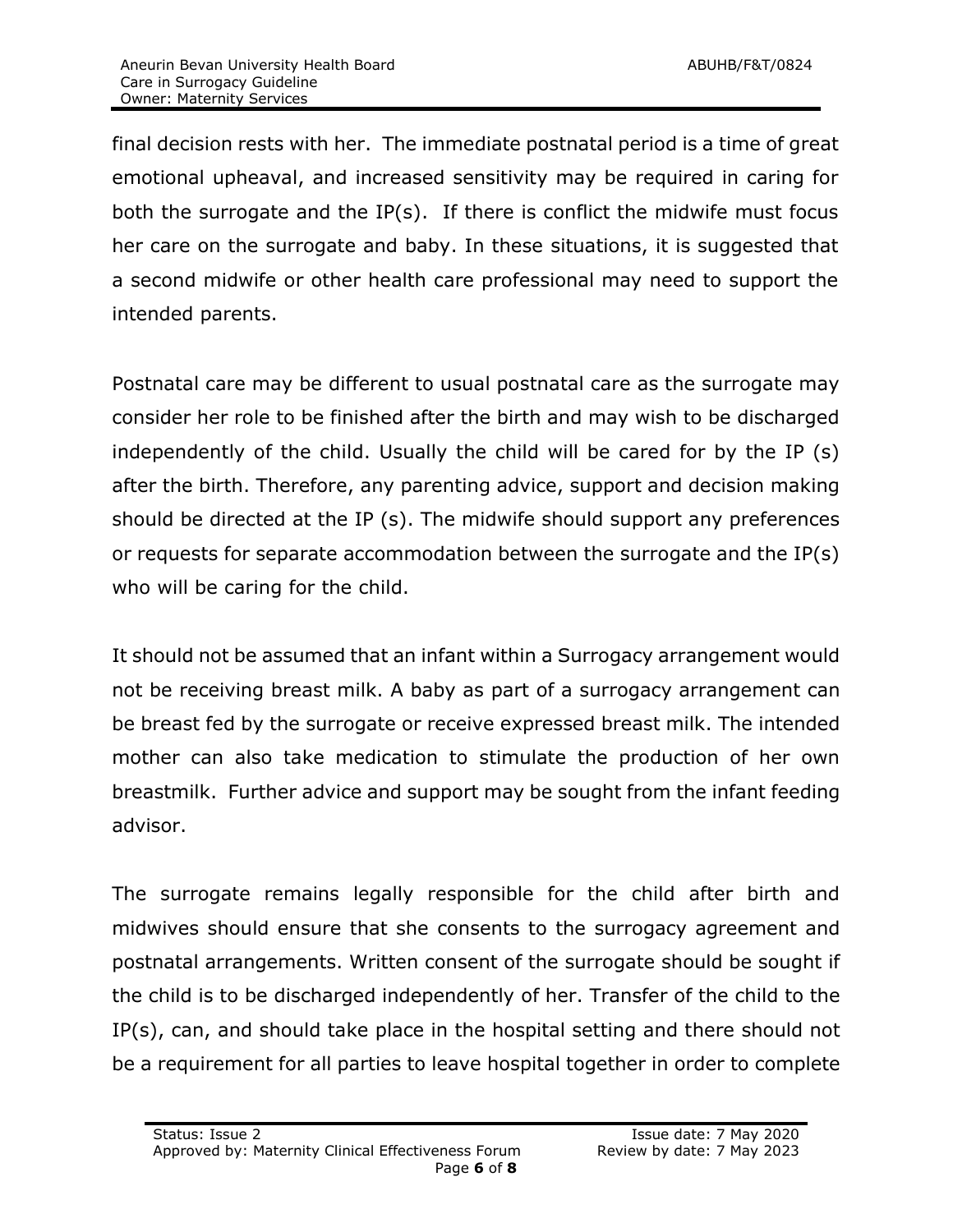final decision rests with her. The immediate postnatal period is a time of great emotional upheaval, and increased sensitivity may be required in caring for both the surrogate and the IP(s). If there is conflict the midwife must focus her care on the surrogate and baby. In these situations, it is suggested that a second midwife or other health care professional may need to support the intended parents.

Postnatal care may be different to usual postnatal care as the surrogate may consider her role to be finished after the birth and may wish to be discharged independently of the child. Usually the child will be cared for by the IP (s) after the birth. Therefore, any parenting advice, support and decision making should be directed at the IP (s). The midwife should support any preferences or requests for separate accommodation between the surrogate and the IP(s) who will be caring for the child.

It should not be assumed that an infant within a Surrogacy arrangement would not be receiving breast milk. A baby as part of a surrogacy arrangement can be breast fed by the surrogate or receive expressed breast milk. The intended mother can also take medication to stimulate the production of her own breastmilk. Further advice and support may be sought from the infant feeding advisor.

The surrogate remains legally responsible for the child after birth and midwives should ensure that she consents to the surrogacy agreement and postnatal arrangements. Written consent of the surrogate should be sought if the child is to be discharged independently of her. Transfer of the child to the IP(s), can, and should take place in the hospital setting and there should not be a requirement for all parties to leave hospital together in order to complete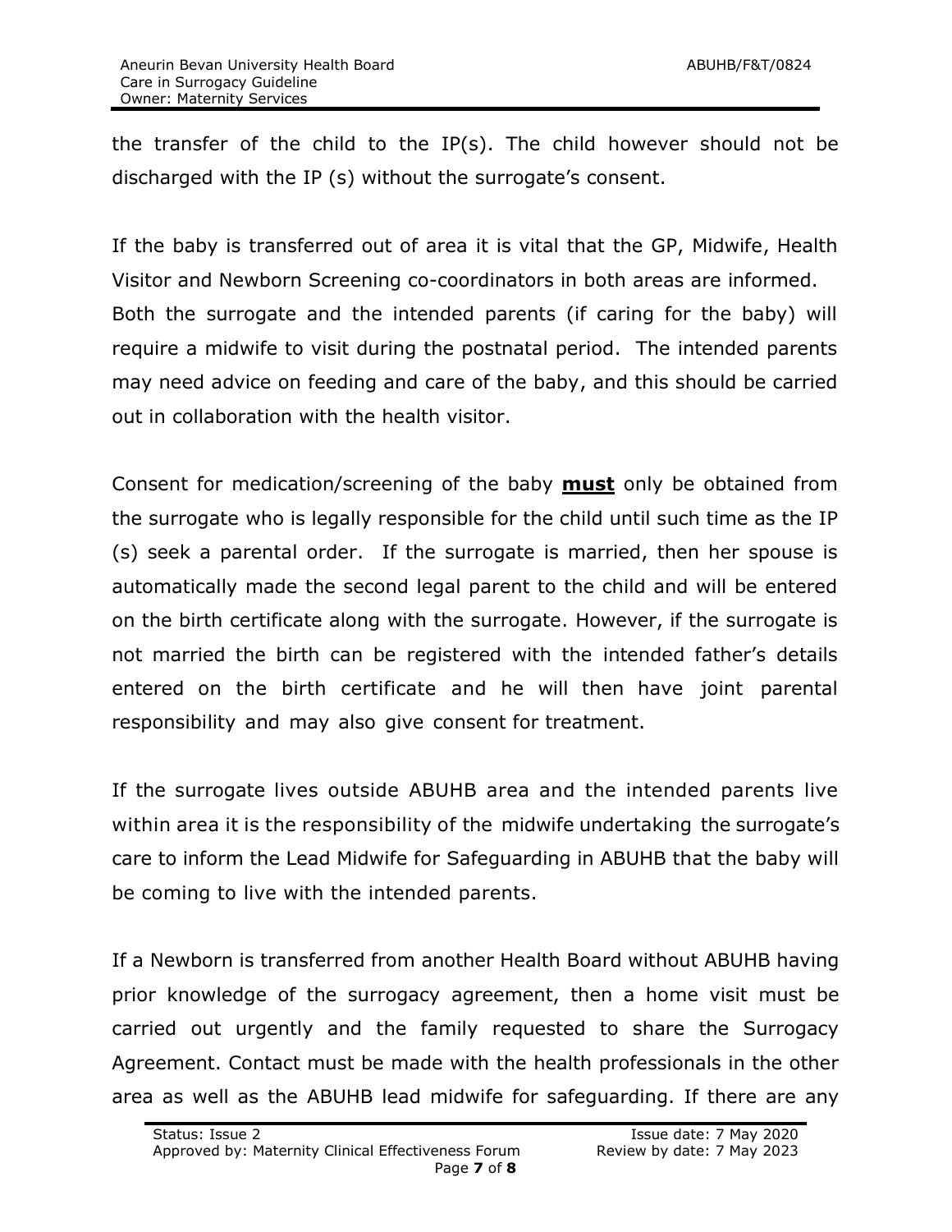the transfer of the child to the IP(s). The child however should not be discharged with the IP (s) without the surrogate's consent.

If the baby is transferred out of area it is vital that the GP, Midwife, Health Visitor and Newborn Screening co-coordinators in both areas are informed. Both the surrogate and the intended parents (if caring for the baby) will require a midwife to visit during the postnatal period. The intended parents may need advice on feeding and care of the baby, and this should be carried out in collaboration with the health visitor.

Consent for medication/screening of the baby <u>**must**</u> only be obtained from the surrogate who is legally responsible for the child until such time as the IP (s) seek a parental order. If the surrogate is married, then her spouse is automatically made the second legal parent to the child and will be entered on the birth certificate along with the surrogate. However, if the surrogate is not married the birth can be registered with the intended father's details entered on the birth certificate and he will then have joint parental responsibility and may also give consent for treatment.

If the surrogate lives outside ABUHB area and the intended parents live within area it is the responsibility of the midwife undertaking the surrogate's care to inform the Lead Midwife for Safeguarding in ABUHB that the baby will be coming to live with the intended parents.

If a Newborn is transferred from another Health Board without ABUHB having prior knowledge of the surrogacy agreement, then a home visit must be carried out urgently and the family requested to share the Surrogacy Agreement. Contact must be made with the health professionals in the other area as well as the ABUHB lead midwife for safeguarding. If there are any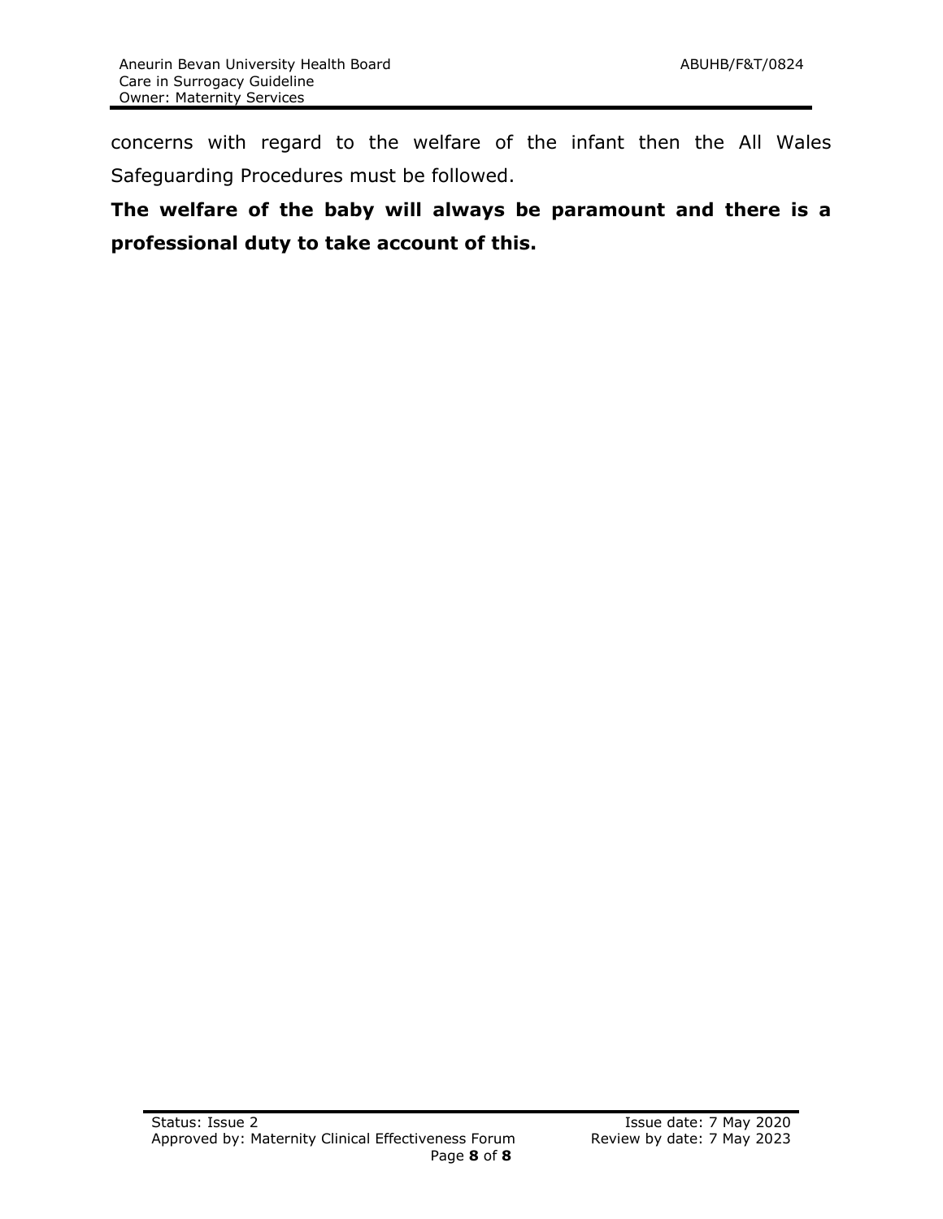concerns with regard to the welfare of the infant then the All Wales Safeguarding Procedures must be followed.

**The welfare of the baby will always be paramount and there is a professional duty to take account of this.**